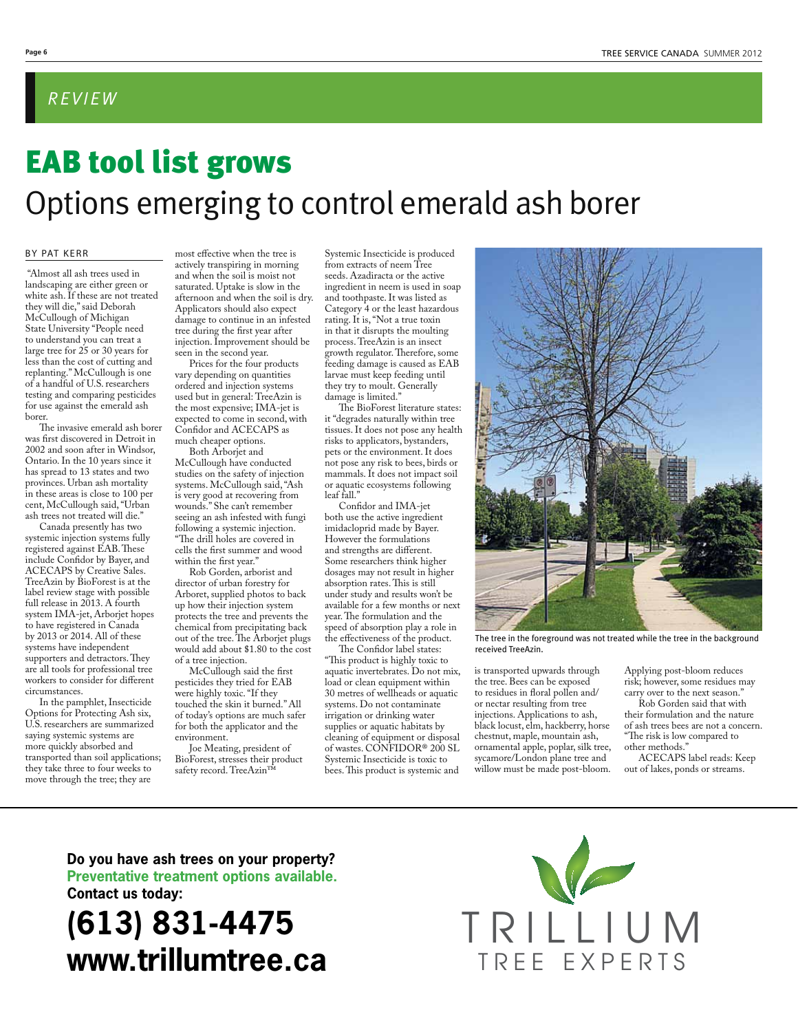*REVIEW*

# EAB tool list grows

## Options emerging to control emerald ash borer

BY PAT KERR

"Almost all ash trees used in landscaping are either green or white ash. If these are not treated they will die," said Deborah McCullough of Michigan State University "People need to understand you can treat a large tree for 25 or 30 years for less than the cost of cutting and replanting." McCullough is one of a handful of U.S. researchers testing and comparing pesticides for use against the emerald ash borer.

The invasive emerald ash borer was first discovered in Detroit in 2002 and soon after in Windsor, Ontario. In the 10 years since it has spread to 13 states and two provinces. Urban ash mortality in these areas is close to 100 per cent, McCullough said, "Urban ash trees not treated will die."

Canada presently has two systemic injection systems fully registered against EAB. These include Confidor by Bayer, and ACECAPS by Creative Sales. TreeAzin by BioForest is at the label review stage with possible full release in 2013. A fourth system IMA-jet, Arborjet hopes to have registered in Canada by 2013 or 2014. All of these systems have independent supporters and detractors. They are all tools for professional tree workers to consider for different circumstances.

In the pamphlet, Insecticide Options for Protecting Ash six, U.S. researchers are summarized saying systemic systems are more quickly absorbed and transported than soil applications; they take three to four weeks to move through the tree; they are most effective when the tree is actively transpiring in morning and when the soil is moist not saturated. Uptake is slow in the afternoon and when the soil is dry. Applicators should also expect damage to continue in an infested tree during the first year after injection. Improvement should be seen in the second year.

Prices for the four products vary depending on quantities ordered and injection systems used but in general: TreeAzin is the most expensive; IMA-jet is expected to come in second, with Confidor and ACECAPS as much cheaper options.

Both Arborjet and McCullough have conducted studies on the safety of injection systems. McCullough said, "Ash is very good at recovering from wounds." She can't remember seeing an ash infested with fungi following a systemic injection. "The drill holes are covered in cells the first summer and wood within the first year."

Rob Gorden, arborist and director of urban forestry for Arboret, supplied photos to back up how their injection system protects the tree and prevents the chemical from precipitating back out of the tree. The Arborjet plugs would add about $1.80 to the cost of a tree injection.

McCullough said the first pesticides they tried for EAB were highly toxic. "If they touched the skin it burned." All of today's options are much safer for both the applicator and the environment.

Joe Meating, president of BioForest, stresses their product safety record. TreeAzin™ Systemic Insecticide is produced from extracts of neem Tree seeds. Azadiracta or the active ingredient in neem is used in soap and toothpaste. It was listed as Category 4 or the least hazardous rating. It is, "Not a true toxin in that it disrupts the moulting process. TreeAzin is an insect growth regulator. Therefore, some feeding damage is caused as EAB larvae must keep feeding until they try to moult. Generally damage is limited."

The BioForest literature states: it "degrades naturally within tree tissues. It does not pose any health risks to applicators, bystanders, pets or the environment. It does not pose any risk to bees, birds or mammals. It does not impact soil or aquatic ecosystems following leaf fall."

Confidor and IMA-jet both use the active ingredient imidacloprid made by Bayer. However the formulations and strengths are different. Some researchers think higher dosages may not result in higher absorption rates. This is still under study and results won't be available for a few months or next year. The formulation and the speed of absorption play a role in the effectiveness of the product.

The Confidor label states: "This product is highly toxic to aquatic invertebrates. Do not mix, load or clean equipment within 30 metres of wellheads or aquatic systems. Do not contaminate irrigation or drinking water supplies or aquatic habitats by cleaning of equipment or disposal of wastes. CONFIDOR® 200 SL Systemic Insecticide is toxic to bees. This product is systemic and is transported upwards through the tree. Bees can be exposed to residues in floral pollen and/or nectar resulting from tree injections. Applications to ash, black locust, elm, hackberry, horse chestnut, maple, mountain ash, ornamental apple, poplar, silk tree, sycamore/London plane tree and willow must be made post-bloom. Applying post-bloom reduces risk; however, some residues may carry over to the next season."

Rob Gorden said that with their formulation and the nature of ash trees bees are not a concern. "The risk is low compared to other methods."

ACECAPS label reads: Keep out of lakes, ponds or streams.

The tree in the foreground was not treated while the tree in the background received TreeAzin.

---

**Do you have ash trees on your property?**
**Preventative treatment options available.**
**Contact us today:**

**(613) 831-4475**
**www.trillumtree.ca**

TRILLIUM TREE EXPERTS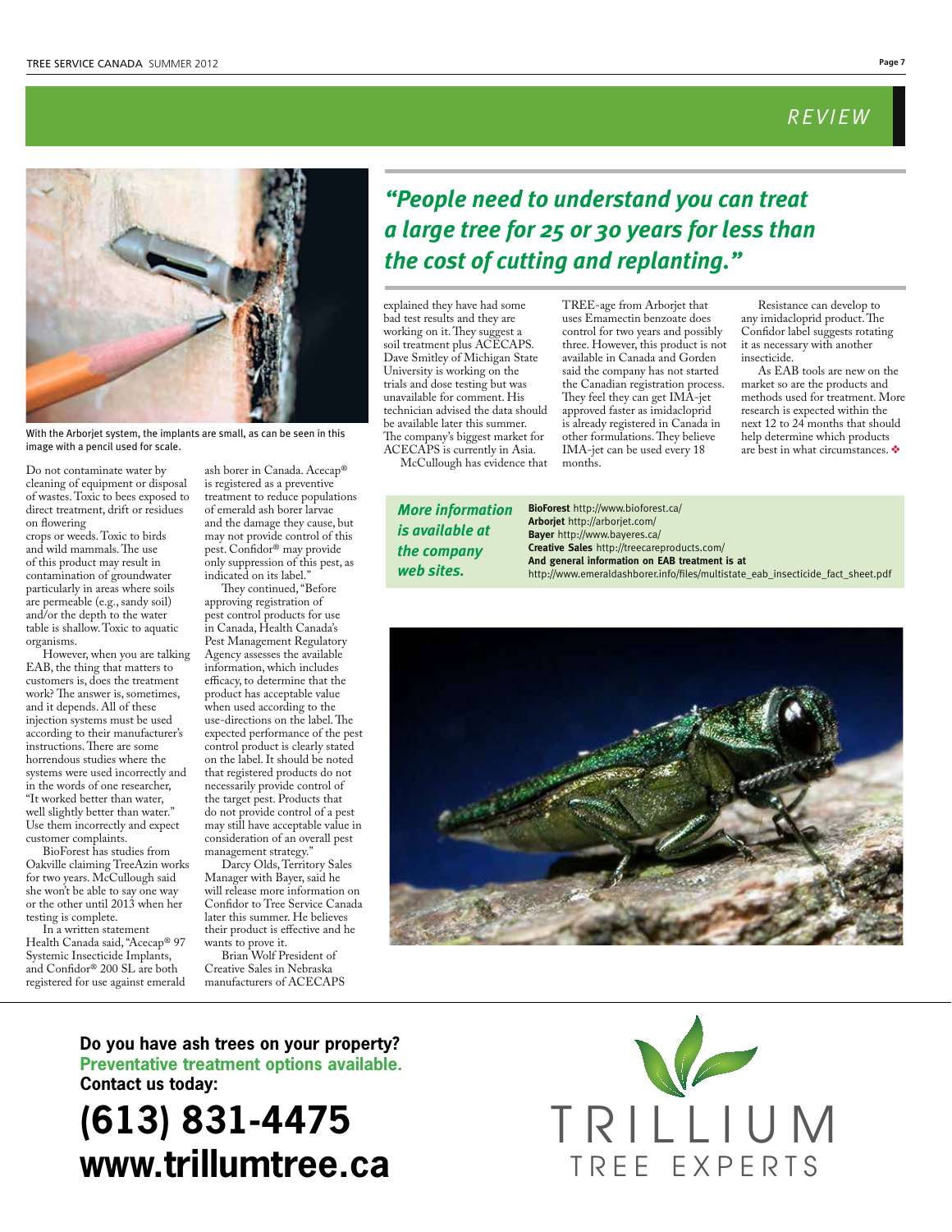*REVIEW*

With the Arborjet system, the implants are small, as can be seen in this image with a pencil used for scale.

## *"People need to understand you can treat a large tree for 25 or 30 years for less than the cost of cutting and replanting."*

Do not contaminate water by cleaning of equipment or disposal of wastes. Toxic to bees exposed to direct treatment, drift or residues on flowering crops or weeds. Toxic to birds and wild mammals. The use of this product may result in contamination of groundwater particularly in areas where soils are permeable (e.g., sandy soil) and/or the depth to the water table is shallow. Toxic to aquatic organisms.

However, when you are talking EAB, the thing that matters to customers is, does the treatment work? The answer is, sometimes, and it depends. All of these injection systems must be used according to their manufacturer's instructions. There are some horrendous studies where the systems were used incorrectly and in the words of one researcher, "It worked better than water, well slightly better than water." Use them incorrectly and expect customer complaints.

BioForest has studies from Oakville claiming TreeAzin works for two years. McCullough said she won't be able to say one way or the other until 2013 when her testing is complete.

In a written statement Health Canada said, "Acecap® 97 Systemic Insecticide Implants, and Confidor® 200 SL are both registered for use against emerald ash borer in Canada. Acecap® is registered as a preventive treatment to reduce populations of emerald ash borer larvae and the damage they cause, but may not provide control of this pest. Confidor® may provide only suppression of this pest, as indicated on its label."

They continued, "Before approving registration of pest control products for use in Canada, Health Canada's Pest Management Regulatory Agency assesses the available information, which includes efficacy, to determine that the product has acceptable value when used according to the use-directions on the label. The expected performance of the pest control product is clearly stated on the label. It should be noted that registered products do not necessarily provide control of the target pest. Products that do not provide control of a pest may still have acceptable value in consideration of an overall pest management strategy."

Darcy Olds, Territory Sales Manager with Bayer, said he will release more information on Confidor to Tree Service Canada later this summer. He believes their product is effective and he wants to prove it.

Brian Wolf President of Creative Sales in Nebraska manufacturers of ACECAPS explained they have had some bad test results and they are working on it. They suggest a soil treatment plus ACECAPS. Dave Smitley of Michigan State University is working on the trials and dose testing but was unavailable for comment. His technician advised the data should be available later this summer. The company's biggest market for ACECAPS is currently in Asia.

McCullough has evidence that TREE-age from Arborjet that uses Emamectin benzoate does control for two years and possibly three. However, this product is not available in Canada and Gorden said the company has not started the Canadian registration process. They feel they can get IMA-jet approved faster as imidacloprid is already registered in Canada in other formulations. They believe IMA-jet can be used every 18 months.

Resistance can develop to any imidacloprid product. The Confidor label suggests rotating it as necessary with another insecticide.

As EAB tools are new on the market so are the products and methods used for treatment. More research is expected within the next 12 to 24 months that should help determine which products are best in what circumstances. ❖

***More information is available at the company web sites.***

**BioForest** http://www.bioforest.ca/
**Arborjet** http://arborjet.com/
**Bayer** http://www.bayeres.ca/
**Creative Sales** http://treecareproducts.com/
**And general information on EAB treatment is at**
http://www.emeraldashborer.info/files/multistate_eab_insecticide_fact_sheet.pdf

**Do you have ash trees on your property?**
**Preventative treatment options available.**
**Contact us today:**

# (613) 831-4475
# www.trillumtree.ca

TRILLIUM
TREE EXPERTS